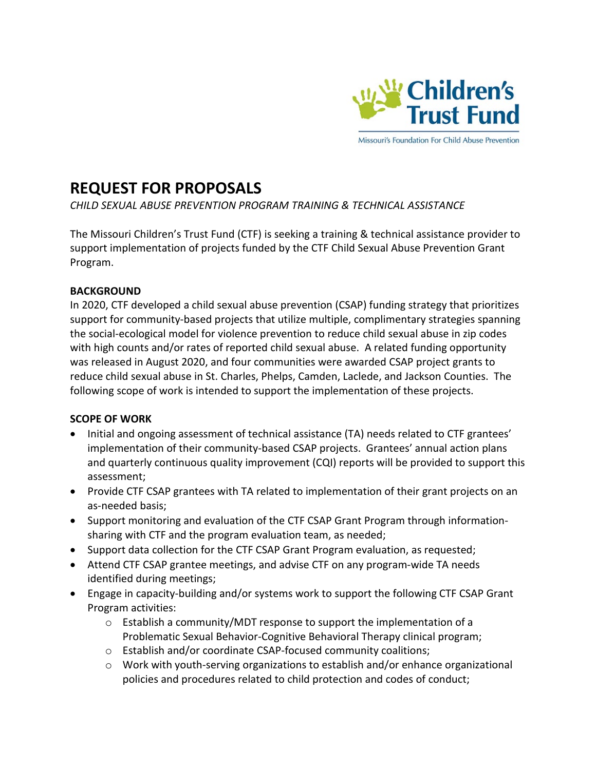# REQUEST FOR PROPOSALS

*CHILD SEXUAL ABUSE PREVENTION PROGRAM TRAINING & TECHNICAL ASSISTANCE*

The Missouri Children's Trust Fund (CTF) is seeking a training & technical assistance provider to support implementation of projects funded by the CTF Child Sexual Abuse Prevention Grant Program.

## BACKGROUND

In 2020, CTF developed a child sexual abuse prevention (CSAP) funding strategy that prioritizes support for community-based projects that utilize multiple, complimentary strategies spanning the social-ecological model for violence prevention to reduce child sexual abuse in zip codes with high counts and/or rates of reported child sexual abuse. A related funding opportunity was released in August 2020, and four communities were awarded CSAP project grants to reduce child sexual abuse in St. Charles, Phelps, Camden, Laclede, and Jackson Counties. The following scope of work is intended to support the implementation of these projects.

## SCOPE OF WORK

- Initial and ongoing assessment of technical assistance (TA) needs related to CTF grantees' implementation of their community-based CSAP projects. Grantees' annual action plans and quarterly continuous quality improvement (CQI) reports will be provided to support this assessment;
- Provide CTF CSAP grantees with TA related to implementation of their grant projects on an as-needed basis;
- Support monitoring and evaluation of the CTF CSAP Grant Program through information-sharing with CTF and the program evaluation team, as needed;
- Support data collection for the CTF CSAP Grant Program evaluation, as requested;
- Attend CTF CSAP grantee meetings, and advise CTF on any program-wide TA needs identified during meetings;
- Engage in capacity-building and/or systems work to support the following CTF CSAP Grant Program activities:
    - Establish a community/MDT response to support the implementation of a Problematic Sexual Behavior-Cognitive Behavioral Therapy clinical program;
    - Establish and/or coordinate CSAP-focused community coalitions;
    - Work with youth-serving organizations to establish and/or enhance organizational policies and procedures related to child protection and codes of conduct;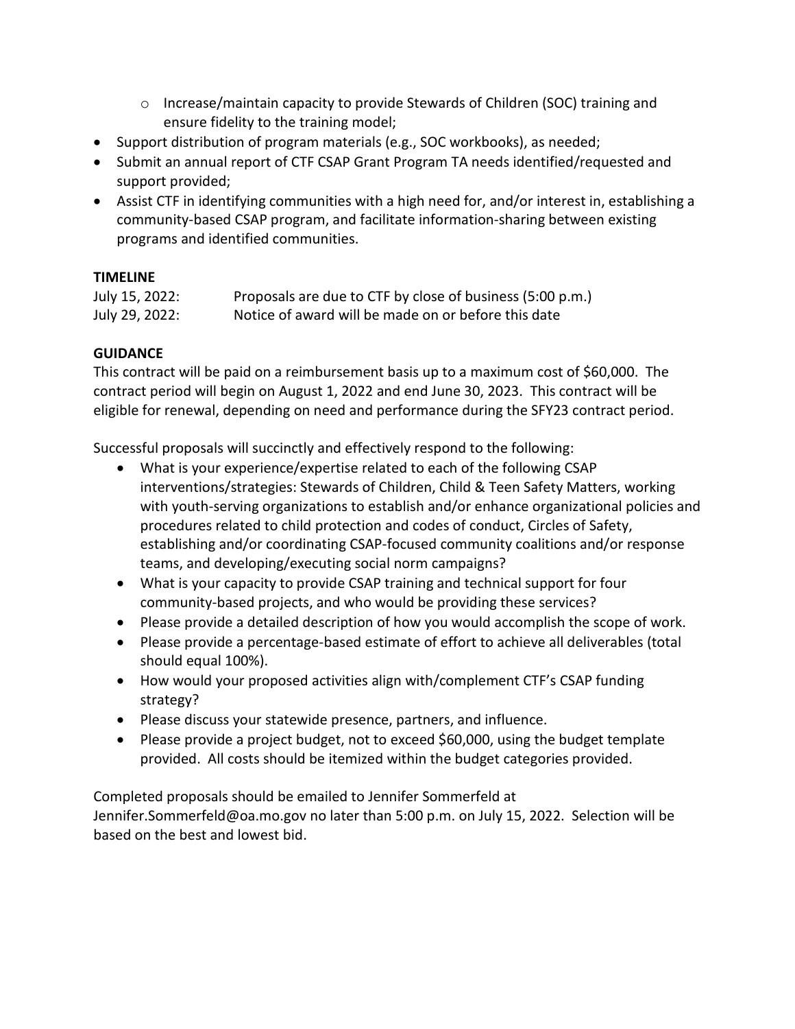- Increase/maintain capacity to provide Stewards of Children (SOC) training and ensure fidelity to the training model;
- Support distribution of program materials (e.g., SOC workbooks), as needed;
- Submit an annual report of CTF CSAP Grant Program TA needs identified/requested and support provided;
- Assist CTF in identifying communities with a high need for, and/or interest in, establishing a community-based CSAP program, and facilitate information-sharing between existing programs and identified communities.

**TIMELINE**

| | |
|---|---|
| July 15, 2022: | Proposals are due to CTF by close of business (5:00 p.m.) |
| July 29, 2022: | Notice of award will be made on or before this date |

**GUIDANCE**

This contract will be paid on a reimbursement basis up to a maximum cost of $60,000. The contract period will begin on August 1, 2022 and end June 30, 2023. This contract will be eligible for renewal, depending on need and performance during the SFY23 contract period.

Successful proposals will succinctly and effectively respond to the following:

- What is your experience/expertise related to each of the following CSAP interventions/strategies: Stewards of Children, Child & Teen Safety Matters, working with youth-serving organizations to establish and/or enhance organizational policies and procedures related to child protection and codes of conduct, Circles of Safety, establishing and/or coordinating CSAP-focused community coalitions and/or response teams, and developing/executing social norm campaigns?
- What is your capacity to provide CSAP training and technical support for four community-based projects, and who would be providing these services?
- Please provide a detailed description of how you would accomplish the scope of work.
- Please provide a percentage-based estimate of effort to achieve all deliverables (total should equal 100%).
- How would your proposed activities align with/complement CTF's CSAP funding strategy?
- Please discuss your statewide presence, partners, and influence.
- Please provide a project budget, not to exceed $60,000, using the budget template provided. All costs should be itemized within the budget categories provided.

Completed proposals should be emailed to Jennifer Sommerfeld at Jennifer.Sommerfeld@oa.mo.gov no later than 5:00 p.m. on July 15, 2022. Selection will be based on the best and lowest bid.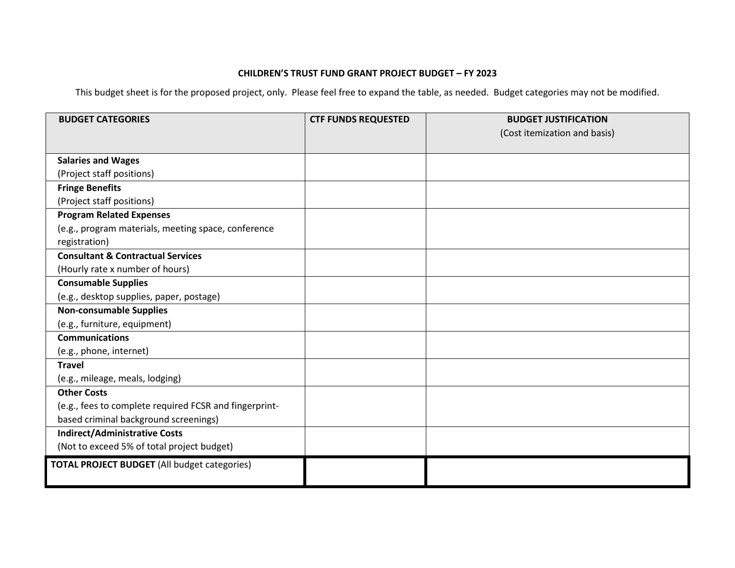**CHILDREN'S TRUST FUND GRANT PROJECT BUDGET – FY 2023**

This budget sheet is for the proposed project, only. Please feel free to expand the table, as needed. Budget categories may not be modified.

| BUDGET CATEGORIES | CTF FUNDS REQUESTED | BUDGET JUSTIFICATION (Cost itemization and basis) |
|---|---|---|
| **Salaries and Wages** (Project staff positions) | | |
| **Fringe Benefits** (Project staff positions) | | |
| **Program Related Expenses** (e.g., program materials, meeting space, conference registration) | | |
| **Consultant & Contractual Services** (Hourly rate x number of hours) | | |
| **Consumable Supplies** (e.g., desktop supplies, paper, postage) | | |
| **Non-consumable Supplies** (e.g., furniture, equipment) | | |
| **Communications** (e.g., phone, internet) | | |
| **Travel** (e.g., mileage, meals, lodging) | | |
| **Other Costs** (e.g., fees to complete required FCSR and fingerprint-based criminal background screenings) | | |
| **Indirect/Administrative Costs** (Not to exceed 5% of total project budget) | | |
| **TOTAL PROJECT BUDGET** (All budget categories) | | |